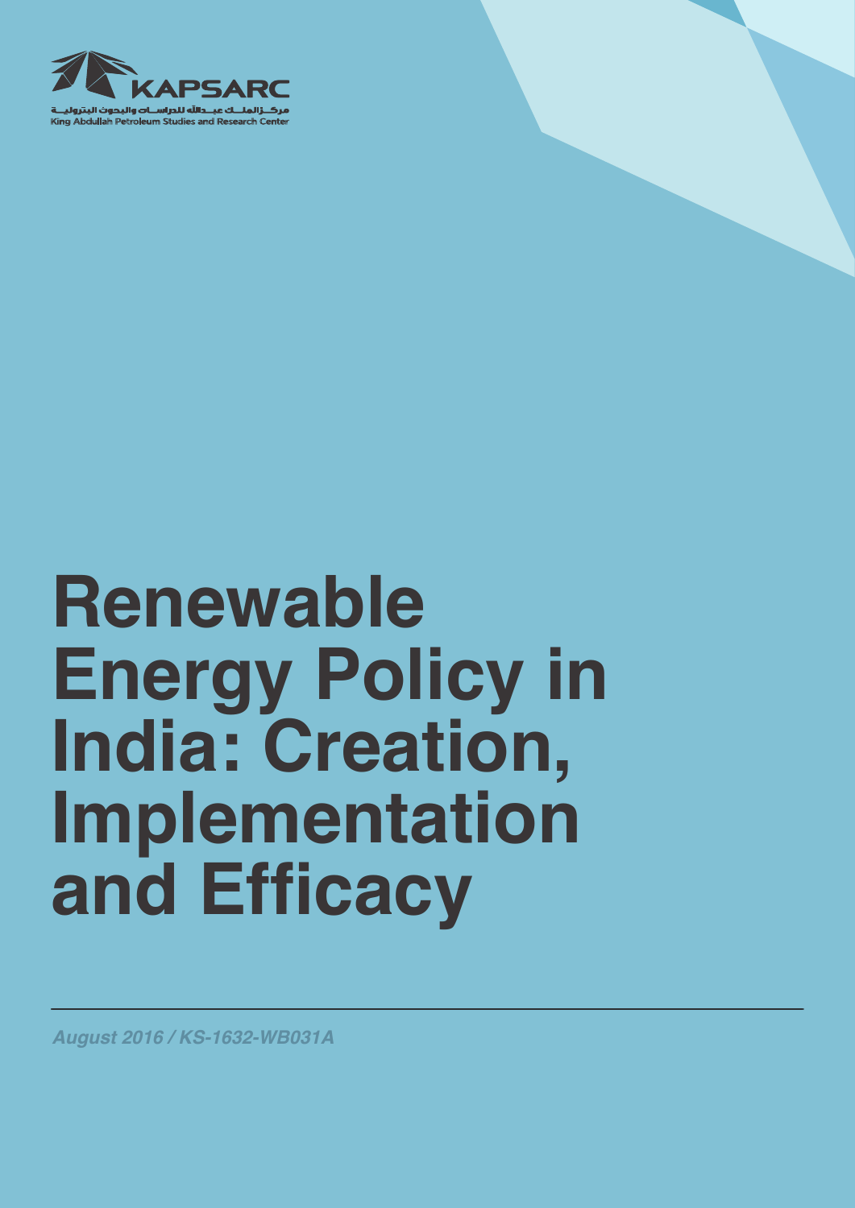KAPSARC

مركز الملك عبدالله للدراسات والبحوث البترولية

King Abdullah Petroleum Studies and Research Center

# Renewable Energy Policy in India: Creation, Implementation and Efficacy

*August 2016 / KS-1632-WB031A*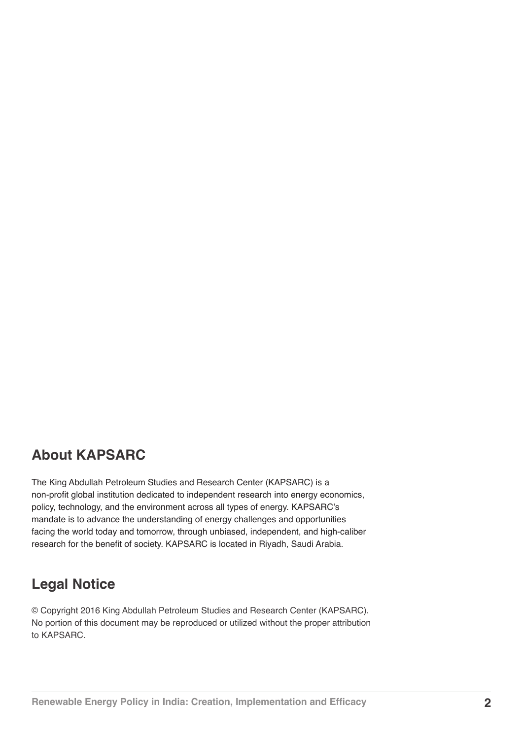## About KAPSARC

The King Abdullah Petroleum Studies and Research Center (KAPSARC) is a non-profit global institution dedicated to independent research into energy economics, policy, technology, and the environment across all types of energy. KAPSARC's mandate is to advance the understanding of energy challenges and opportunities facing the world today and tomorrow, through unbiased, independent, and high-caliber research for the benefit of society. KAPSARC is located in Riyadh, Saudi Arabia.

## Legal Notice

© Copyright 2016 King Abdullah Petroleum Studies and Research Center (KAPSARC). No portion of this document may be reproduced or utilized without the proper attribution to KAPSARC.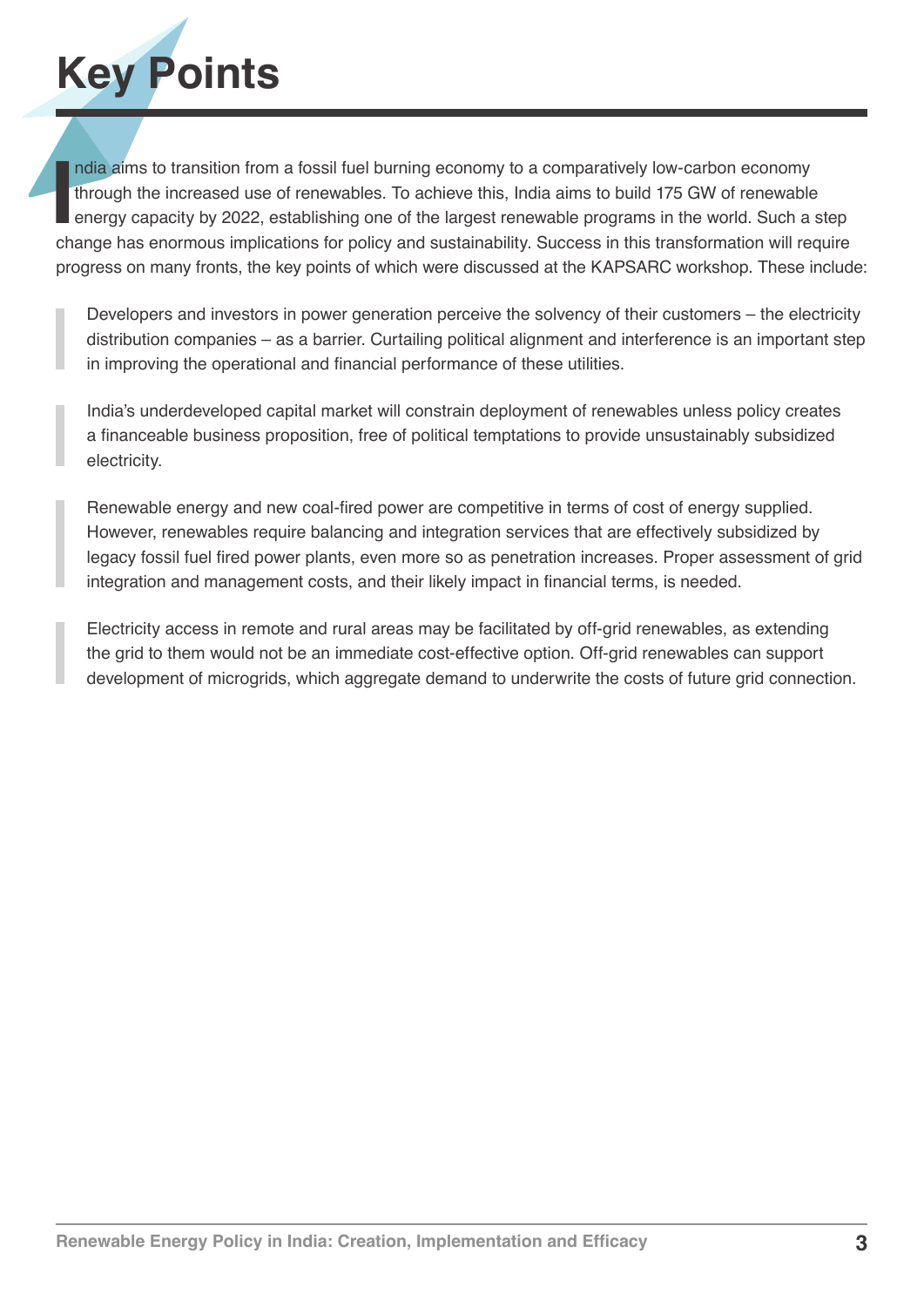# Key Points

India aims to transition from a fossil fuel burning economy to a comparatively low-carbon economy through the increased use of renewables. To achieve this, India aims to build 175 GW of renewable energy capacity by 2022, establishing one of the largest renewable programs in the world. Such a step change has enormous implications for policy and sustainability. Success in this transformation will require progress on many fronts, the key points of which were discussed at the KAPSARC workshop. These include:

> Developers and investors in power generation perceive the solvency of their customers – the electricity distribution companies – as a barrier. Curtailing political alignment and interference is an important step in improving the operational and financial performance of these utilities.

> India's underdeveloped capital market will constrain deployment of renewables unless policy creates a financeable business proposition, free of political temptations to provide unsustainably subsidized electricity.

> Renewable energy and new coal-fired power are competitive in terms of cost of energy supplied. However, renewables require balancing and integration services that are effectively subsidized by legacy fossil fuel fired power plants, even more so as penetration increases. Proper assessment of grid integration and management costs, and their likely impact in financial terms, is needed.

> Electricity access in remote and rural areas may be facilitated by off-grid renewables, as extending the grid to them would not be an immediate cost-effective option. Off-grid renewables can support development of microgrids, which aggregate demand to underwrite the costs of future grid connection.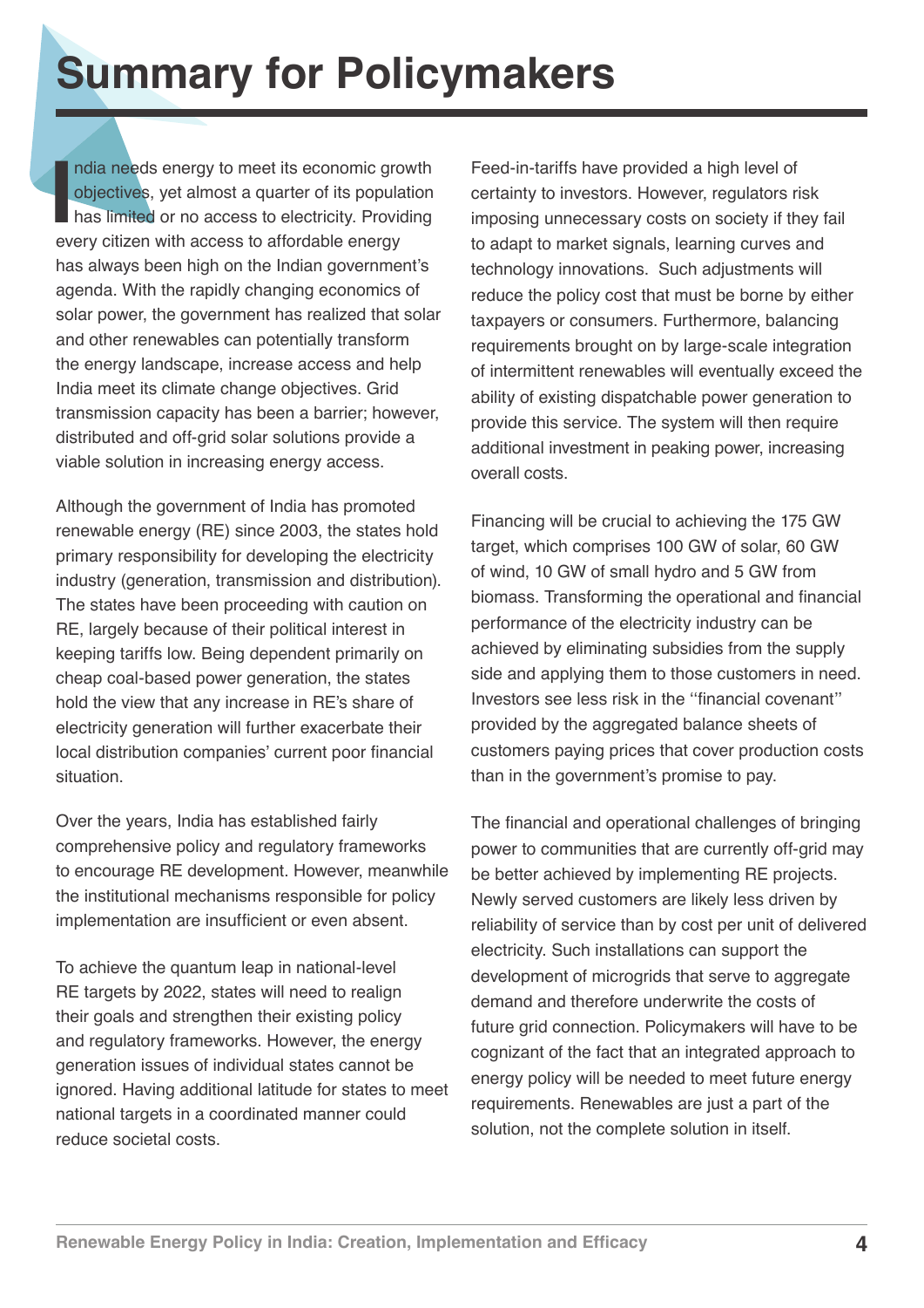# Summary for Policymakers

India needs energy to meet its economic growth objectives, yet almost a quarter of its population has limited or no access to electricity. Providing every citizen with access to affordable energy has always been high on the Indian government's agenda. With the rapidly changing economics of solar power, the government has realized that solar and other renewables can potentially transform the energy landscape, increase access and help India meet its climate change objectives. Grid transmission capacity has been a barrier; however, distributed and off-grid solar solutions provide a viable solution in increasing energy access.

Although the government of India has promoted renewable energy (RE) since 2003, the states hold primary responsibility for developing the electricity industry (generation, transmission and distribution). The states have been proceeding with caution on RE, largely because of their political interest in keeping tariffs low. Being dependent primarily on cheap coal-based power generation, the states hold the view that any increase in RE's share of electricity generation will further exacerbate their local distribution companies' current poor financial situation.

Over the years, India has established fairly comprehensive policy and regulatory frameworks to encourage RE development. However, meanwhile the institutional mechanisms responsible for policy implementation are insufficient or even absent.

To achieve the quantum leap in national-level RE targets by 2022, states will need to realign their goals and strengthen their existing policy and regulatory frameworks. However, the energy generation issues of individual states cannot be ignored. Having additional latitude for states to meet national targets in a coordinated manner could reduce societal costs.

Feed-in-tariffs have provided a high level of certainty to investors. However, regulators risk imposing unnecessary costs on society if they fail to adapt to market signals, learning curves and technology innovations. Such adjustments will reduce the policy cost that must be borne by either taxpayers or consumers. Furthermore, balancing requirements brought on by large-scale integration of intermittent renewables will eventually exceed the ability of existing dispatchable power generation to provide this service. The system will then require additional investment in peaking power, increasing overall costs.

Financing will be crucial to achieving the 175 GW target, which comprises 100 GW of solar, 60 GW of wind, 10 GW of small hydro and 5 GW from biomass. Transforming the operational and financial performance of the electricity industry can be achieved by eliminating subsidies from the supply side and applying them to those customers in need. Investors see less risk in the "financial covenant" provided by the aggregated balance sheets of customers paying prices that cover production costs than in the government's promise to pay.

The financial and operational challenges of bringing power to communities that are currently off-grid may be better achieved by implementing RE projects. Newly served customers are likely less driven by reliability of service than by cost per unit of delivered electricity. Such installations can support the development of microgrids that serve to aggregate demand and therefore underwrite the costs of future grid connection. Policymakers will have to be cognizant of the fact that an integrated approach to energy policy will be needed to meet future energy requirements. Renewables are just a part of the solution, not the complete solution in itself.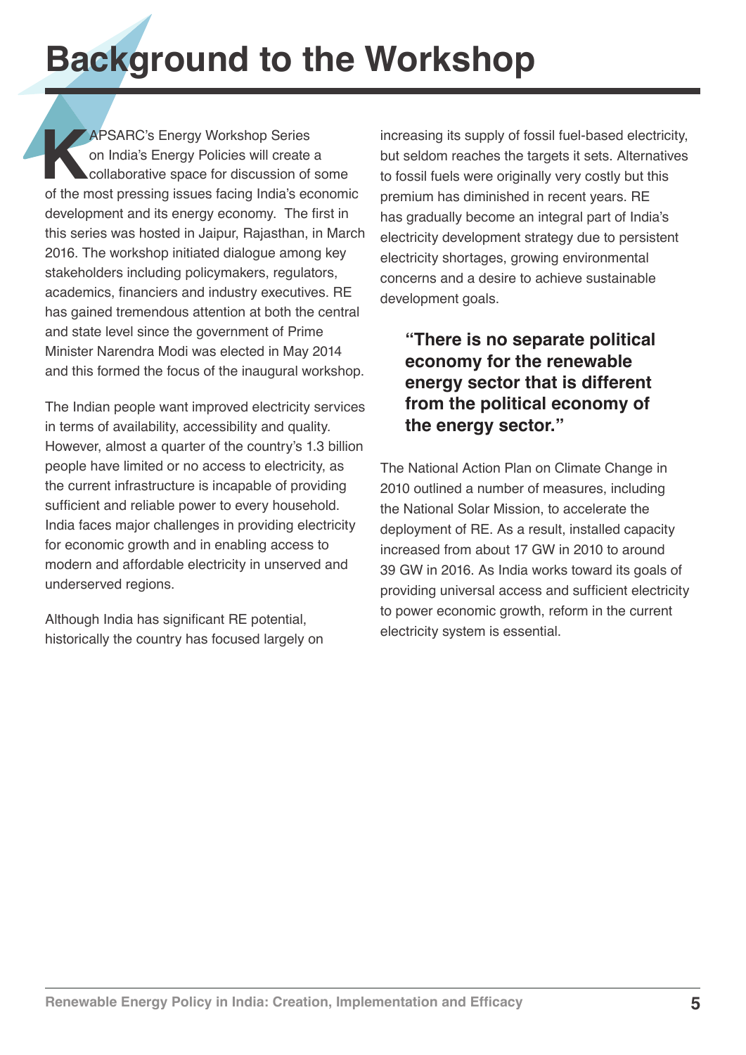# Background to the Workshop

KAPSARC's Energy Workshop Series on India's Energy Policies will create a collaborative space for discussion of some of the most pressing issues facing India's economic development and its energy economy. The first in this series was hosted in Jaipur, Rajasthan, in March 2016. The workshop initiated dialogue among key stakeholders including policymakers, regulators, academics, financiers and industry executives. RE has gained tremendous attention at both the central and state level since the government of Prime Minister Narendra Modi was elected in May 2014 and this formed the focus of the inaugural workshop.

The Indian people want improved electricity services in terms of availability, accessibility and quality. However, almost a quarter of the country's 1.3 billion people have limited or no access to electricity, as the current infrastructure is incapable of providing sufficient and reliable power to every household. India faces major challenges in providing electricity for economic growth and in enabling access to modern and affordable electricity in unserved and underserved regions.

Although India has significant RE potential, historically the country has focused largely on increasing its supply of fossil fuel-based electricity, but seldom reaches the targets it sets. Alternatives to fossil fuels were originally very costly but this premium has diminished in recent years. RE has gradually become an integral part of India's electricity development strategy due to persistent electricity shortages, growing environmental concerns and a desire to achieve sustainable development goals.

> **"There is no separate political economy for the renewable energy sector that is different from the political economy of the energy sector."**

The National Action Plan on Climate Change in 2010 outlined a number of measures, including the National Solar Mission, to accelerate the deployment of RE. As a result, installed capacity increased from about 17 GW in 2010 to around 39 GW in 2016. As India works toward its goals of providing universal access and sufficient electricity to power economic growth, reform in the current electricity system is essential.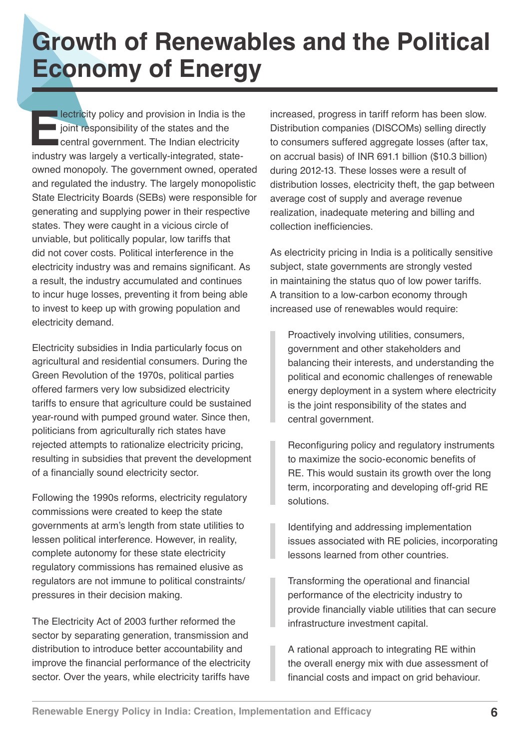# Growth of Renewables and the Political Economy of Energy

Electricity policy and provision in India is the joint responsibility of the states and the central government. The Indian electricity industry was largely a vertically-integrated, state-owned monopoly. The government owned, operated and regulated the industry. The largely monopolistic State Electricity Boards (SEBs) were responsible for generating and supplying power in their respective states. They were caught in a vicious circle of unviable, but politically popular, low tariffs that did not cover costs. Political interference in the electricity industry was and remains significant. As a result, the industry accumulated and continues to incur huge losses, preventing it from being able to invest to keep up with growing population and electricity demand.

Electricity subsidies in India particularly focus on agricultural and residential consumers. During the Green Revolution of the 1970s, political parties offered farmers very low subsidized electricity tariffs to ensure that agriculture could be sustained year-round with pumped ground water. Since then, politicians from agriculturally rich states have rejected attempts to rationalize electricity pricing, resulting in subsidies that prevent the development of a financially sound electricity sector.

Following the 1990s reforms, electricity regulatory commissions were created to keep the state governments at arm's length from state utilities to lessen political interference. However, in reality, complete autonomy for these state electricity regulatory commissions has remained elusive as regulators are not immune to political constraints/pressures in their decision making.

The Electricity Act of 2003 further reformed the sector by separating generation, transmission and distribution to introduce better accountability and improve the financial performance of the electricity sector. Over the years, while electricity tariffs have increased, progress in tariff reform has been slow. Distribution companies (DISCOMs) selling directly to consumers suffered aggregate losses (after tax, on accrual basis) of INR 691.1 billion ($10.3 billion) during 2012-13. These losses were a result of distribution losses, electricity theft, the gap between average cost of supply and average revenue realization, inadequate metering and billing and collection inefficiencies.

As electricity pricing in India is a politically sensitive subject, state governments are strongly vested in maintaining the status quo of low power tariffs. A transition to a low-carbon economy through increased use of renewables would require:

> Proactively involving utilities, consumers, government and other stakeholders and balancing their interests, and understanding the political and economic challenges of renewable energy deployment in a system where electricity is the joint responsibility of the states and central government.

> Reconfiguring policy and regulatory instruments to maximize the socio-economic benefits of RE. This would sustain its growth over the long term, incorporating and developing off-grid RE solutions.

> Identifying and addressing implementation issues associated with RE policies, incorporating lessons learned from other countries.

> Transforming the operational and financial performance of the electricity industry to provide financially viable utilities that can secure infrastructure investment capital.

> A rational approach to integrating RE within the overall energy mix with due assessment of financial costs and impact on grid behaviour.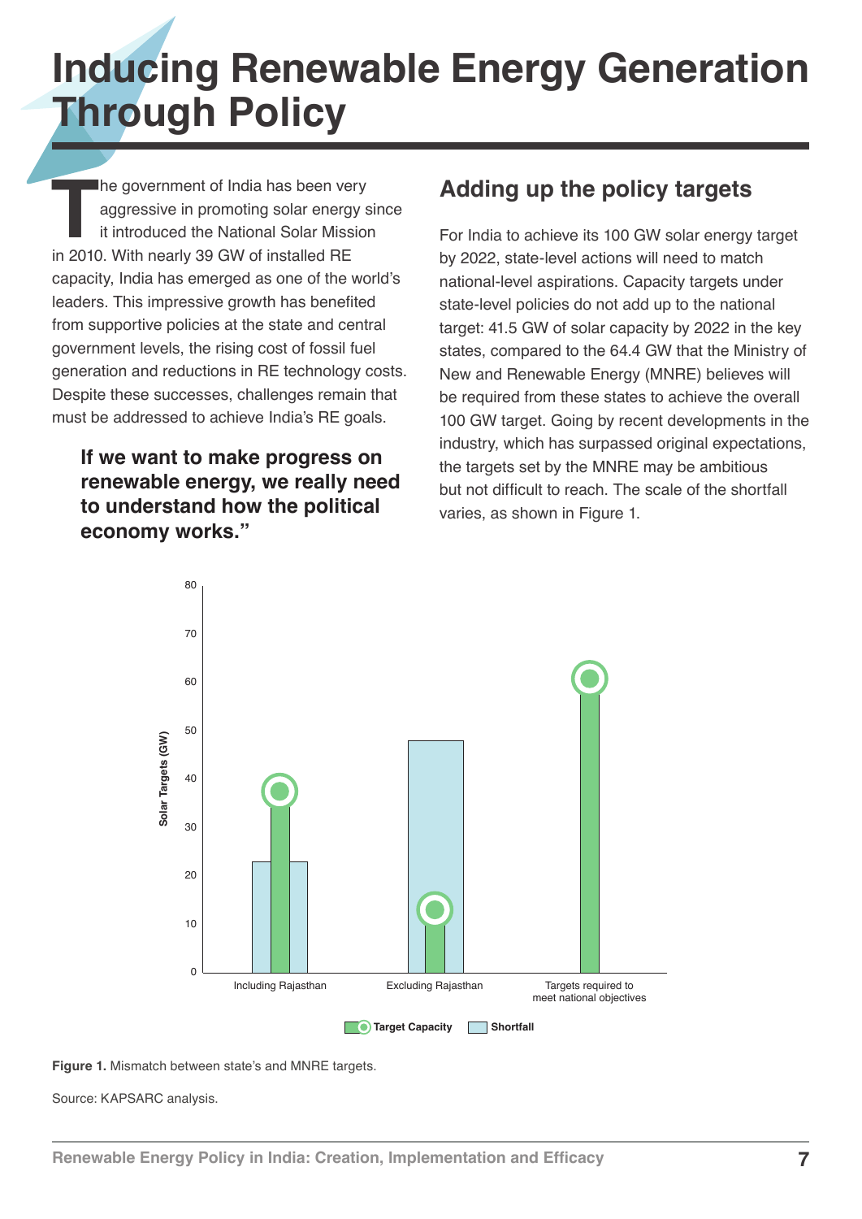# Inducing Renewable Energy Generation Through Policy

The government of India has been very aggressive in promoting solar energy since it introduced the National Solar Mission in 2010. With nearly 39 GW of installed RE capacity, India has emerged as one of the world's leaders. This impressive growth has benefited from supportive policies at the state and central government levels, the rising cost of fossil fuel generation and reductions in RE technology costs. Despite these successes, challenges remain that must be addressed to achieve India's RE goals.

**If we want to make progress on renewable energy, we really need to understand how the political economy works."**

## Adding up the policy targets

For India to achieve its 100 GW solar energy target by 2022, state-level actions will need to match national-level aspirations. Capacity targets under state-level policies do not add up to the national target: 41.5 GW of solar capacity by 2022 in the key states, compared to the 64.4 GW that the Ministry of New and Renewable Energy (MNRE) believes will be required from these states to achieve the overall 100 GW target. Going by recent developments in the industry, which has surpassed original expectations, the targets set by the MNRE may be ambitious but not difficult to reach. The scale of the shortfall varies, as shown in Figure 1.

**Figure 1.** Mismatch between state's and MNRE targets.

Source: KAPSARC analysis.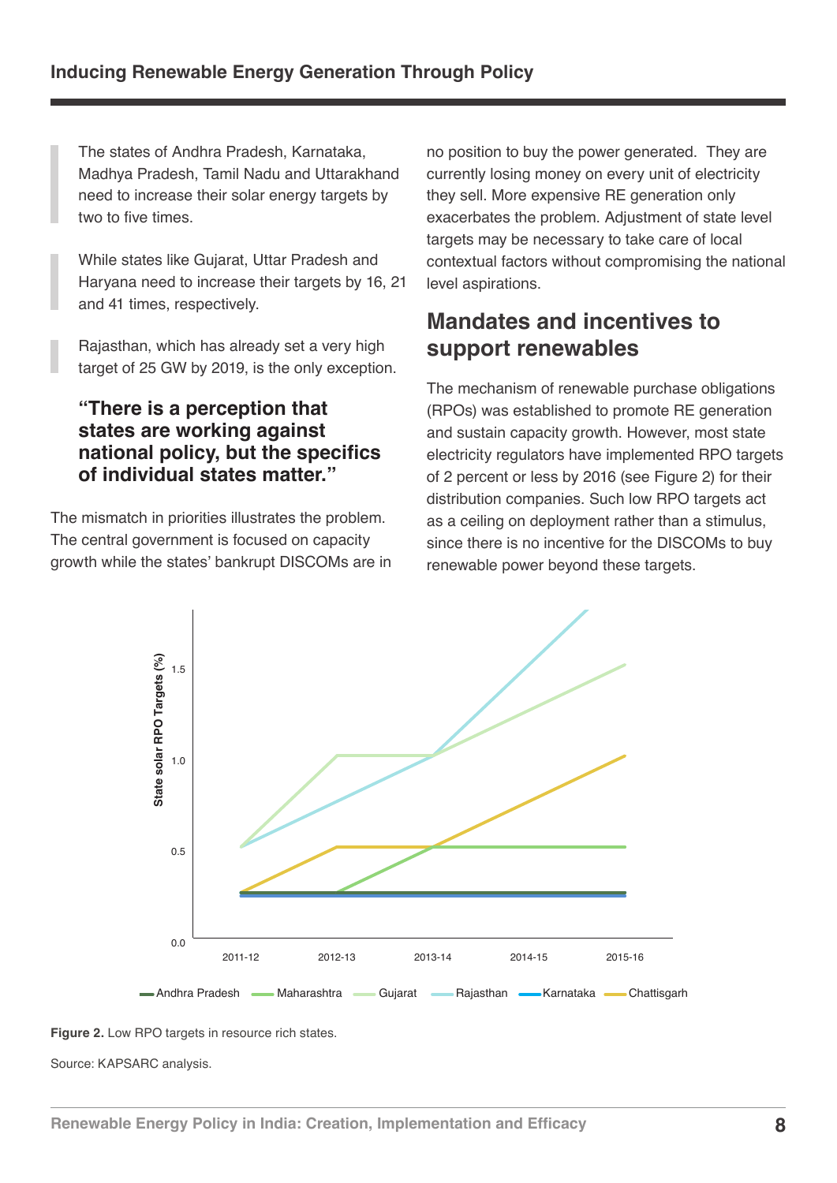The states of Andhra Pradesh, Karnataka, Madhya Pradesh, Tamil Nadu and Uttarakhand need to increase their solar energy targets by two to five times.

While states like Gujarat, Uttar Pradesh and Haryana need to increase their targets by 16, 21 and 41 times, respectively.

Rajasthan, which has already set a very high target of 25 GW by 2019, is the only exception.

**"There is a perception that states are working against national policy, but the specifics of individual states matter."**

The mismatch in priorities illustrates the problem. The central government is focused on capacity growth while the states' bankrupt DISCOMs are in no position to buy the power generated. They are currently losing money on every unit of electricity they sell. More expensive RE generation only exacerbates the problem. Adjustment of state level targets may be necessary to take care of local contextual factors without compromising the national level aspirations.

## Mandates and incentives to support renewables

The mechanism of renewable purchase obligations (RPOs) was established to promote RE generation and sustain capacity growth. However, most state electricity regulators have implemented RPO targets of 2 percent or less by 2016 (see Figure 2) for their distribution companies. Such low RPO targets act as a ceiling on deployment rather than a stimulus, since there is no incentive for the DISCOMs to buy renewable power beyond these targets.

**Figure 2.** Low RPO targets in resource rich states.

Source: KAPSARC analysis.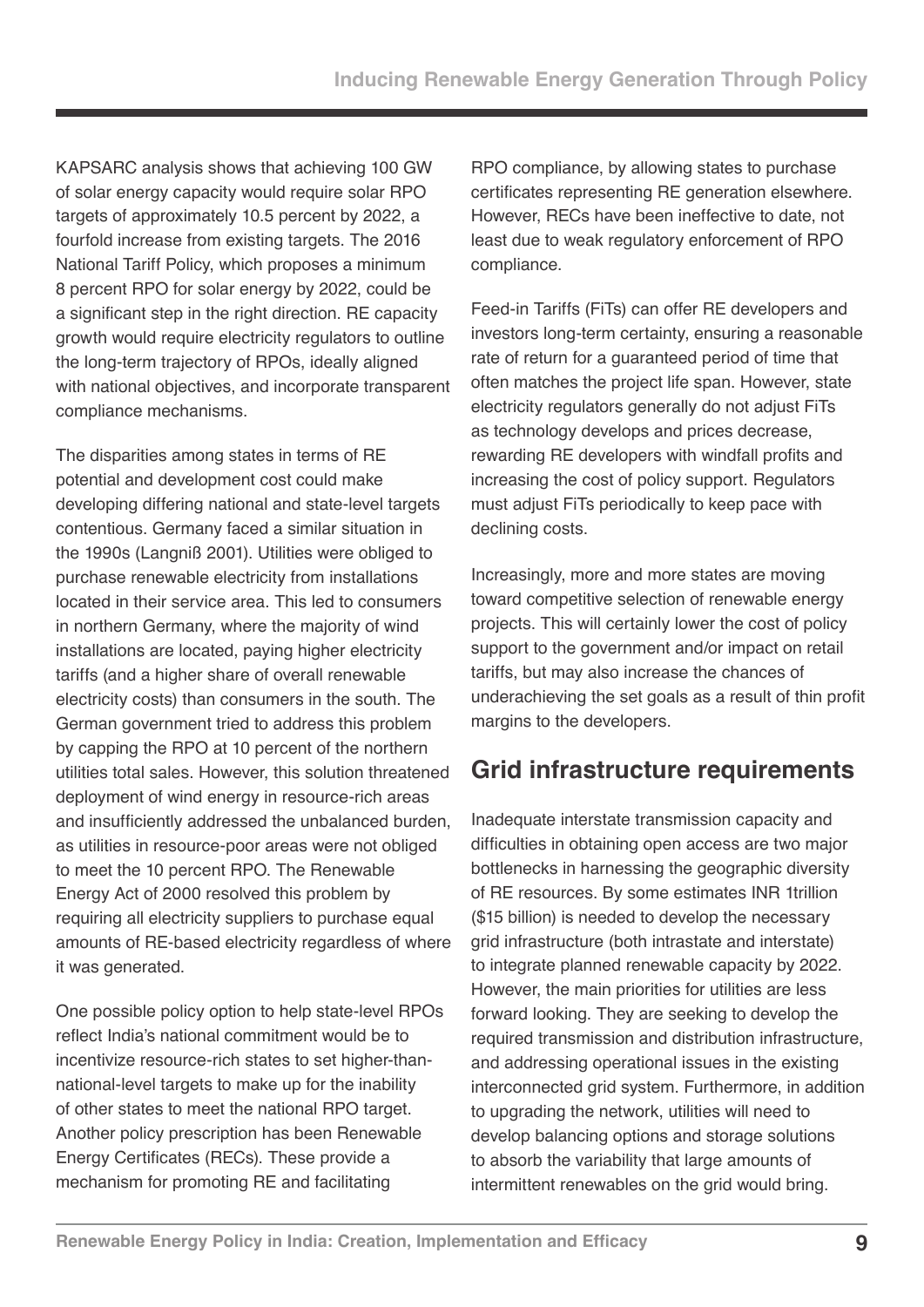KAPSARC analysis shows that achieving 100 GW of solar energy capacity would require solar RPO targets of approximately 10.5 percent by 2022, a fourfold increase from existing targets. The 2016 National Tariff Policy, which proposes a minimum 8 percent RPO for solar energy by 2022, could be a significant step in the right direction. RE capacity growth would require electricity regulators to outline the long-term trajectory of RPOs, ideally aligned with national objectives, and incorporate transparent compliance mechanisms.

The disparities among states in terms of RE potential and development cost could make developing differing national and state-level targets contentious. Germany faced a similar situation in the 1990s (Langniß 2001). Utilities were obliged to purchase renewable electricity from installations located in their service area. This led to consumers in northern Germany, where the majority of wind installations are located, paying higher electricity tariffs (and a higher share of overall renewable electricity costs) than consumers in the south. The German government tried to address this problem by capping the RPO at 10 percent of the northern utilities total sales. However, this solution threatened deployment of wind energy in resource-rich areas and insufficiently addressed the unbalanced burden, as utilities in resource-poor areas were not obliged to meet the 10 percent RPO. The Renewable Energy Act of 2000 resolved this problem by requiring all electricity suppliers to purchase equal amounts of RE-based electricity regardless of where it was generated.

One possible policy option to help state-level RPOs reflect India's national commitment would be to incentivize resource-rich states to set higher-than-national-level targets to make up for the inability of other states to meet the national RPO target. Another policy prescription has been Renewable Energy Certificates (RECs). These provide a mechanism for promoting RE and facilitating RPO compliance, by allowing states to purchase certificates representing RE generation elsewhere. However, RECs have been ineffective to date, not least due to weak regulatory enforcement of RPO compliance.

Feed-in Tariffs (FiTs) can offer RE developers and investors long-term certainty, ensuring a reasonable rate of return for a guaranteed period of time that often matches the project life span. However, state electricity regulators generally do not adjust FiTs as technology develops and prices decrease, rewarding RE developers with windfall profits and increasing the cost of policy support. Regulators must adjust FiTs periodically to keep pace with declining costs.

Increasingly, more and more states are moving toward competitive selection of renewable energy projects. This will certainly lower the cost of policy support to the government and/or impact on retail tariffs, but may also increase the chances of underachieving the set goals as a result of thin profit margins to the developers.

## Grid infrastructure requirements

Inadequate interstate transmission capacity and difficulties in obtaining open access are two major bottlenecks in harnessing the geographic diversity of RE resources. By some estimates INR 1trillion ($15 billion) is needed to develop the necessary grid infrastructure (both intrastate and interstate) to integrate planned renewable capacity by 2022. However, the main priorities for utilities are less forward looking. They are seeking to develop the required transmission and distribution infrastructure, and addressing operational issues in the existing interconnected grid system. Furthermore, in addition to upgrading the network, utilities will need to develop balancing options and storage solutions to absorb the variability that large amounts of intermittent renewables on the grid would bring.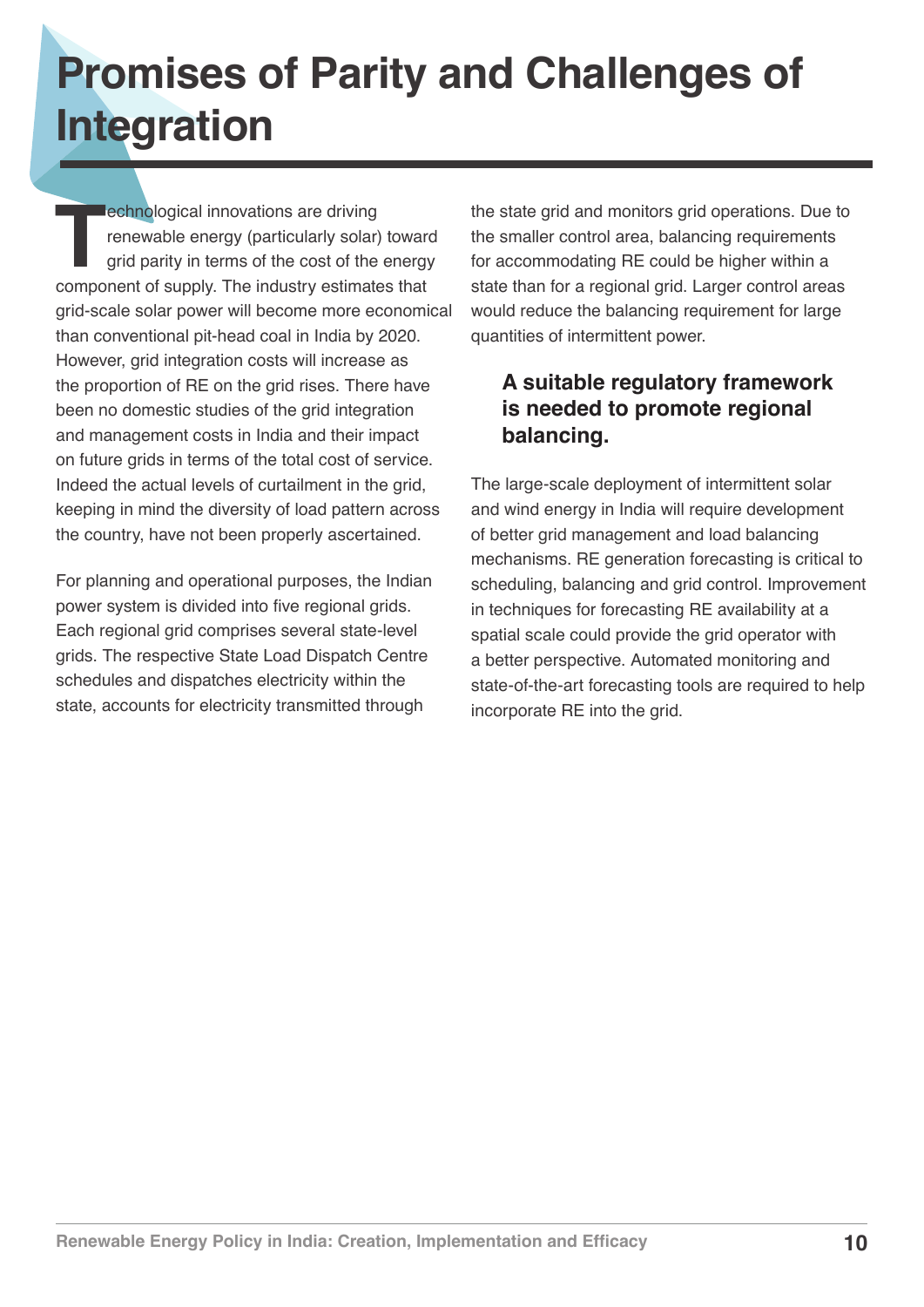# Promises of Parity and Challenges of Integration

Technological innovations are driving renewable energy (particularly solar) toward grid parity in terms of the cost of the energy component of supply. The industry estimates that grid-scale solar power will become more economical than conventional pit-head coal in India by 2020. However, grid integration costs will increase as the proportion of RE on the grid rises. There have been no domestic studies of the grid integration and management costs in India and their impact on future grids in terms of the total cost of service. Indeed the actual levels of curtailment in the grid, keeping in mind the diversity of load pattern across the country, have not been properly ascertained.

For planning and operational purposes, the Indian power system is divided into five regional grids. Each regional grid comprises several state-level grids. The respective State Load Dispatch Centre schedules and dispatches electricity within the state, accounts for electricity transmitted through the state grid and monitors grid operations. Due to the smaller control area, balancing requirements for accommodating RE could be higher within a state than for a regional grid. Larger control areas would reduce the balancing requirement for large quantities of intermittent power.

### A suitable regulatory framework is needed to promote regional balancing.

The large-scale deployment of intermittent solar and wind energy in India will require development of better grid management and load balancing mechanisms. RE generation forecasting is critical to scheduling, balancing and grid control. Improvement in techniques for forecasting RE availability at a spatial scale could provide the grid operator with a better perspective. Automated monitoring and state-of-the-art forecasting tools are required to help incorporate RE into the grid.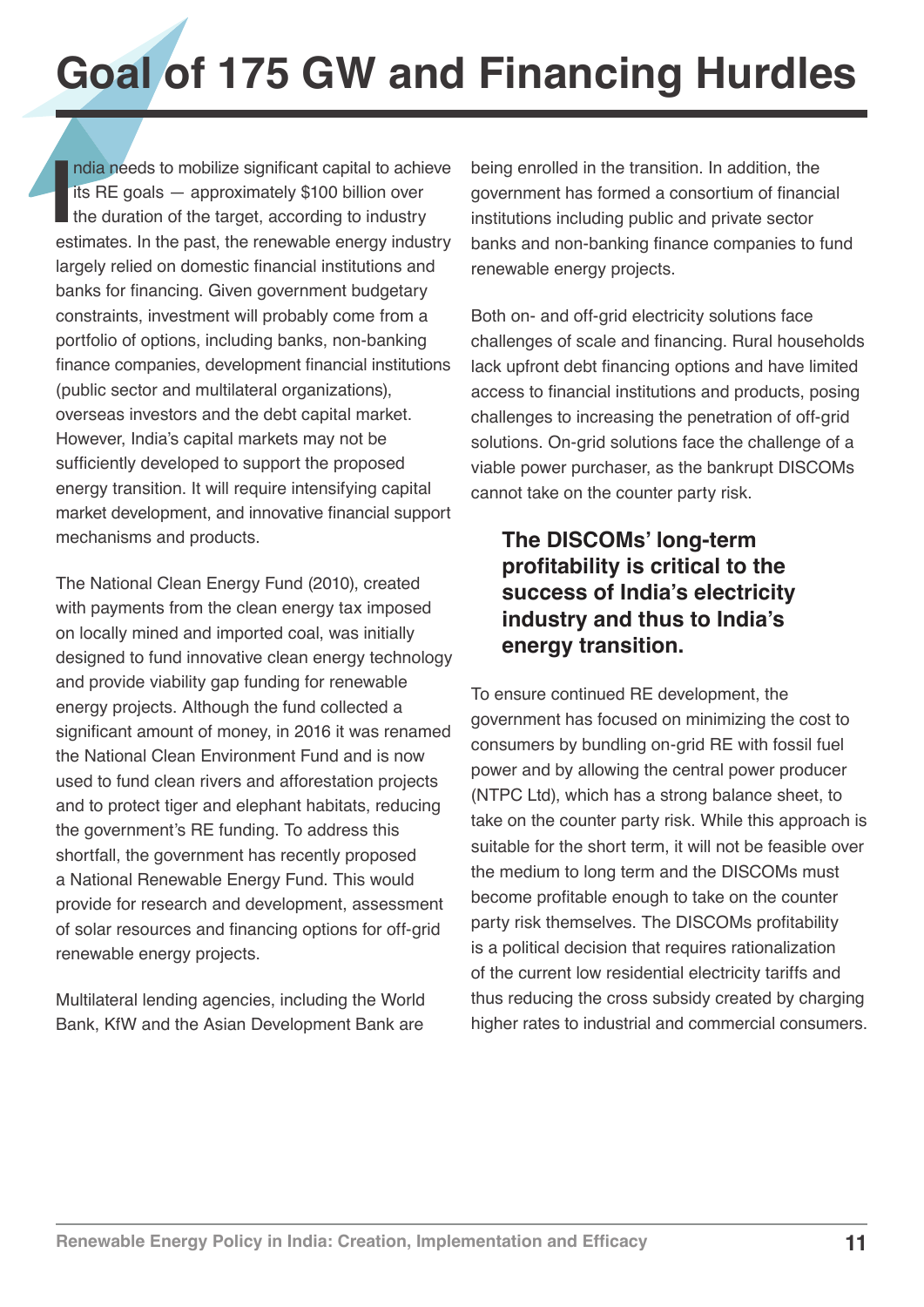# Goal of 175 GW and Financing Hurdles

India needs to mobilize significant capital to achieve its RE goals — approximately $100 billion over the duration of the target, according to industry estimates. In the past, the renewable energy industry largely relied on domestic financial institutions and banks for financing. Given government budgetary constraints, investment will probably come from a portfolio of options, including banks, non-banking finance companies, development financial institutions (public sector and multilateral organizations), overseas investors and the debt capital market. However, India's capital markets may not be sufficiently developed to support the proposed energy transition. It will require intensifying capital market development, and innovative financial support mechanisms and products.

The National Clean Energy Fund (2010), created with payments from the clean energy tax imposed on locally mined and imported coal, was initially designed to fund innovative clean energy technology and provide viability gap funding for renewable energy projects. Although the fund collected a significant amount of money, in 2016 it was renamed the National Clean Environment Fund and is now used to fund clean rivers and afforestation projects and to protect tiger and elephant habitats, reducing the government's RE funding. To address this shortfall, the government has recently proposed a National Renewable Energy Fund. This would provide for research and development, assessment of solar resources and financing options for off-grid renewable energy projects.

Multilateral lending agencies, including the World Bank, KfW and the Asian Development Bank are being enrolled in the transition. In addition, the government has formed a consortium of financial institutions including public and private sector banks and non-banking finance companies to fund renewable energy projects.

Both on- and off-grid electricity solutions face challenges of scale and financing. Rural households lack upfront debt financing options and have limited access to financial institutions and products, posing challenges to increasing the penetration of off-grid solutions. On-grid solutions face the challenge of a viable power purchaser, as the bankrupt DISCOMs cannot take on the counter party risk.

**The DISCOMs' long-term profitability is critical to the success of India's electricity industry and thus to India's energy transition.**

To ensure continued RE development, the government has focused on minimizing the cost to consumers by bundling on-grid RE with fossil fuel power and by allowing the central power producer (NTPC Ltd), which has a strong balance sheet, to take on the counter party risk. While this approach is suitable for the short term, it will not be feasible over the medium to long term and the DISCOMs must become profitable enough to take on the counter party risk themselves. The DISCOMs profitability is a political decision that requires rationalization of the current low residential electricity tariffs and thus reducing the cross subsidy created by charging higher rates to industrial and commercial consumers.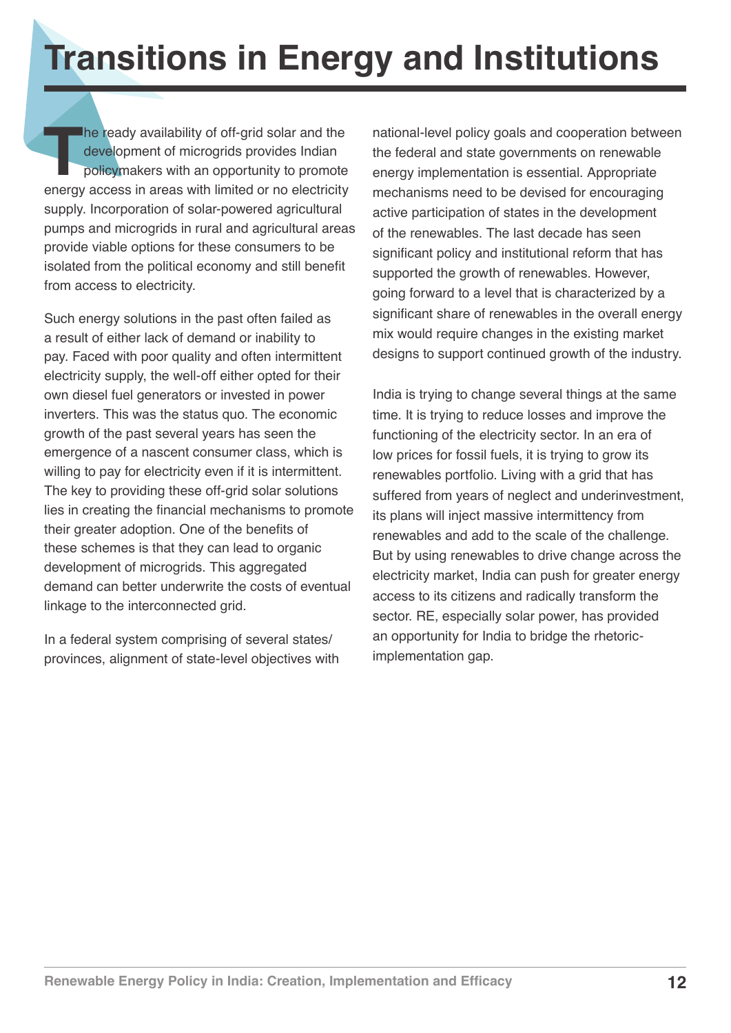# Transitions in Energy and Institutions

The ready availability of off-grid solar and the development of microgrids provides Indian policymakers with an opportunity to promote energy access in areas with limited or no electricity supply. Incorporation of solar-powered agricultural pumps and microgrids in rural and agricultural areas provide viable options for these consumers to be isolated from the political economy and still benefit from access to electricity.

Such energy solutions in the past often failed as a result of either lack of demand or inability to pay. Faced with poor quality and often intermittent electricity supply, the well-off either opted for their own diesel fuel generators or invested in power inverters. This was the status quo. The economic growth of the past several years has seen the emergence of a nascent consumer class, which is willing to pay for electricity even if it is intermittent. The key to providing these off-grid solar solutions lies in creating the financial mechanisms to promote their greater adoption. One of the benefits of these schemes is that they can lead to organic development of microgrids. This aggregated demand can better underwrite the costs of eventual linkage to the interconnected grid.

In a federal system comprising of several states/provinces, alignment of state-level objectives with national-level policy goals and cooperation between the federal and state governments on renewable energy implementation is essential. Appropriate mechanisms need to be devised for encouraging active participation of states in the development of the renewables. The last decade has seen significant policy and institutional reform that has supported the growth of renewables. However, going forward to a level that is characterized by a significant share of renewables in the overall energy mix would require changes in the existing market designs to support continued growth of the industry.

India is trying to change several things at the same time. It is trying to reduce losses and improve the functioning of the electricity sector. In an era of low prices for fossil fuels, it is trying to grow its renewables portfolio. Living with a grid that has suffered from years of neglect and underinvestment, its plans will inject massive intermittency from renewables and add to the scale of the challenge. But by using renewables to drive change across the electricity market, India can push for greater energy access to its citizens and radically transform the sector. RE, especially solar power, has provided an opportunity for India to bridge the rhetoric-implementation gap.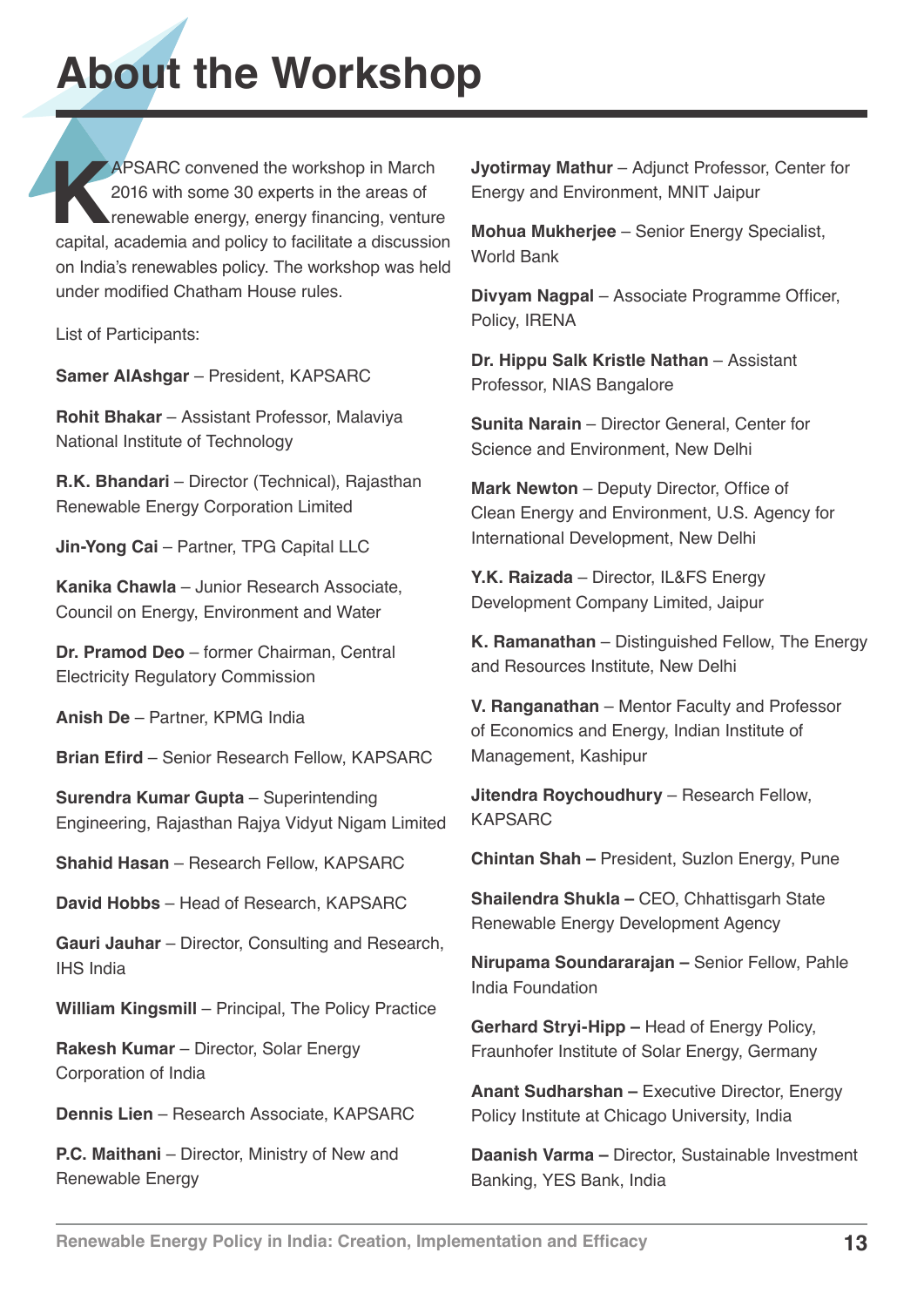# About the Workshop

KAPSARC convened the workshop in March 2016 with some 30 experts in the areas of renewable energy, energy financing, venture capital, academia and policy to facilitate a discussion on India's renewables policy. The workshop was held under modified Chatham House rules.

List of Participants:

**Samer AlAshgar** – President, KAPSARC

**Rohit Bhakar** – Assistant Professor, Malaviya National Institute of Technology

**R.K. Bhandari** – Director (Technical), Rajasthan Renewable Energy Corporation Limited

**Jin-Yong Cai** – Partner, TPG Capital LLC

**Kanika Chawla** – Junior Research Associate, Council on Energy, Environment and Water

**Dr. Pramod Deo** – former Chairman, Central Electricity Regulatory Commission

**Anish De** – Partner, KPMG India

**Brian Efird** – Senior Research Fellow, KAPSARC

**Surendra Kumar Gupta** – Superintending Engineering, Rajasthan Rajya Vidyut Nigam Limited

**Shahid Hasan** – Research Fellow, KAPSARC

**David Hobbs** – Head of Research, KAPSARC

**Gauri Jauhar** – Director, Consulting and Research, IHS India

**William Kingsmill** – Principal, The Policy Practice

**Rakesh Kumar** – Director, Solar Energy Corporation of India

**Dennis Lien** – Research Associate, KAPSARC

**P.C. Maithani** – Director, Ministry of New and Renewable Energy

**Jyotirmay Mathur** – Adjunct Professor, Center for Energy and Environment, MNIT Jaipur

**Mohua Mukherjee** – Senior Energy Specialist, World Bank

**Divyam Nagpal** – Associate Programme Officer, Policy, IRENA

**Dr. Hippu Salk Kristle Nathan** – Assistant Professor, NIAS Bangalore

**Sunita Narain** – Director General, Center for Science and Environment, New Delhi

**Mark Newton** – Deputy Director, Office of Clean Energy and Environment, U.S. Agency for International Development, New Delhi

**Y.K. Raizada** – Director, IL&FS Energy Development Company Limited, Jaipur

**K. Ramanathan** – Distinguished Fellow, The Energy and Resources Institute, New Delhi

**V. Ranganathan** – Mentor Faculty and Professor of Economics and Energy, Indian Institute of Management, Kashipur

**Jitendra Roychoudhury** – Research Fellow, KAPSARC

**Chintan Shah –** President, Suzlon Energy, Pune

**Shailendra Shukla –** CEO, Chhattisgarh State Renewable Energy Development Agency

**Nirupama Soundararajan –** Senior Fellow, Pahle India Foundation

**Gerhard Stryi-Hipp –** Head of Energy Policy, Fraunhofer Institute of Solar Energy, Germany

**Anant Sudharshan –** Executive Director, Energy Policy Institute at Chicago University, India

**Daanish Varma –** Director, Sustainable Investment Banking, YES Bank, India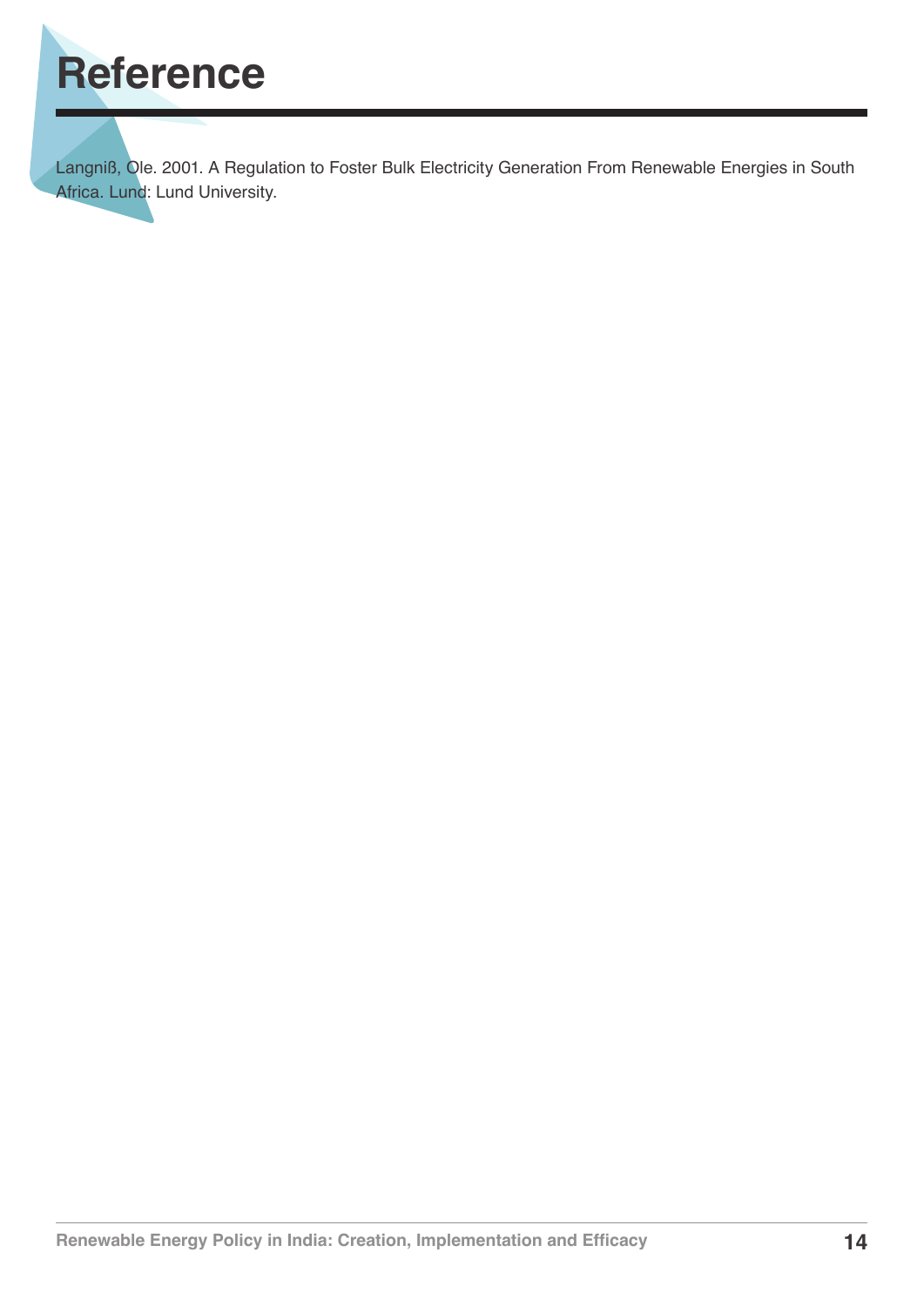# Reference

Langniß, Ole. 2001. A Regulation to Foster Bulk Electricity Generation From Renewable Energies in South Africa. Lund: Lund University.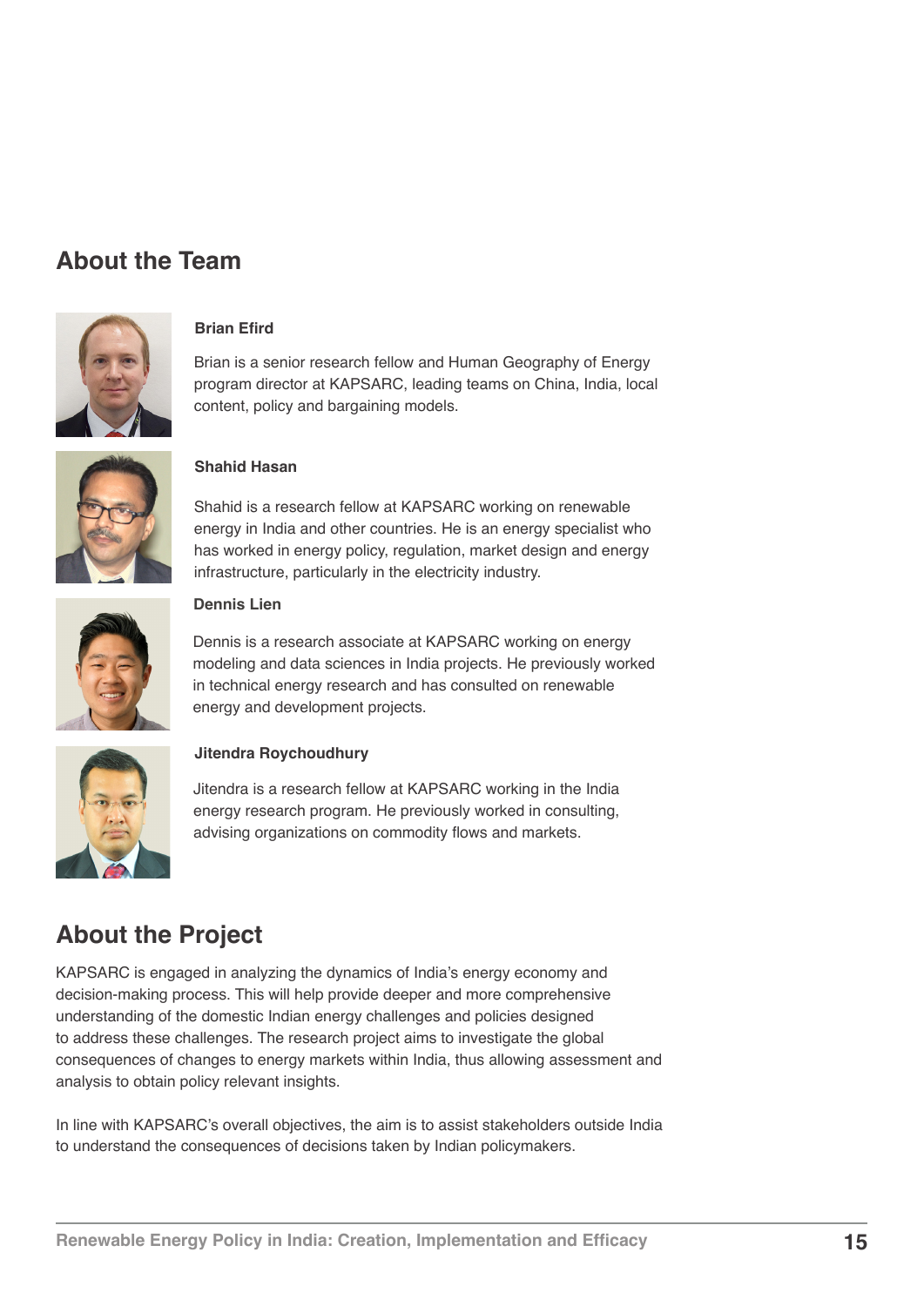## About the Team

**Brian Efird**

Brian is a senior research fellow and Human Geography of Energy program director at KAPSARC, leading teams on China, India, local content, policy and bargaining models.

**Shahid Hasan**

Shahid is a research fellow at KAPSARC working on renewable energy in India and other countries. He is an energy specialist who has worked in energy policy, regulation, market design and energy infrastructure, particularly in the electricity industry.

**Dennis Lien**

Dennis is a research associate at KAPSARC working on energy modeling and data sciences in India projects. He previously worked in technical energy research and has consulted on renewable energy and development projects.

**Jitendra Roychoudhury**

Jitendra is a research fellow at KAPSARC working in the India energy research program. He previously worked in consulting, advising organizations on commodity flows and markets.

## About the Project

KAPSARC is engaged in analyzing the dynamics of India's energy economy and decision-making process. This will help provide deeper and more comprehensive understanding of the domestic Indian energy challenges and policies designed to address these challenges. The research project aims to investigate the global consequences of changes to energy markets within India, thus allowing assessment and analysis to obtain policy relevant insights.

In line with KAPSARC's overall objectives, the aim is to assist stakeholders outside India to understand the consequences of decisions taken by Indian policymakers.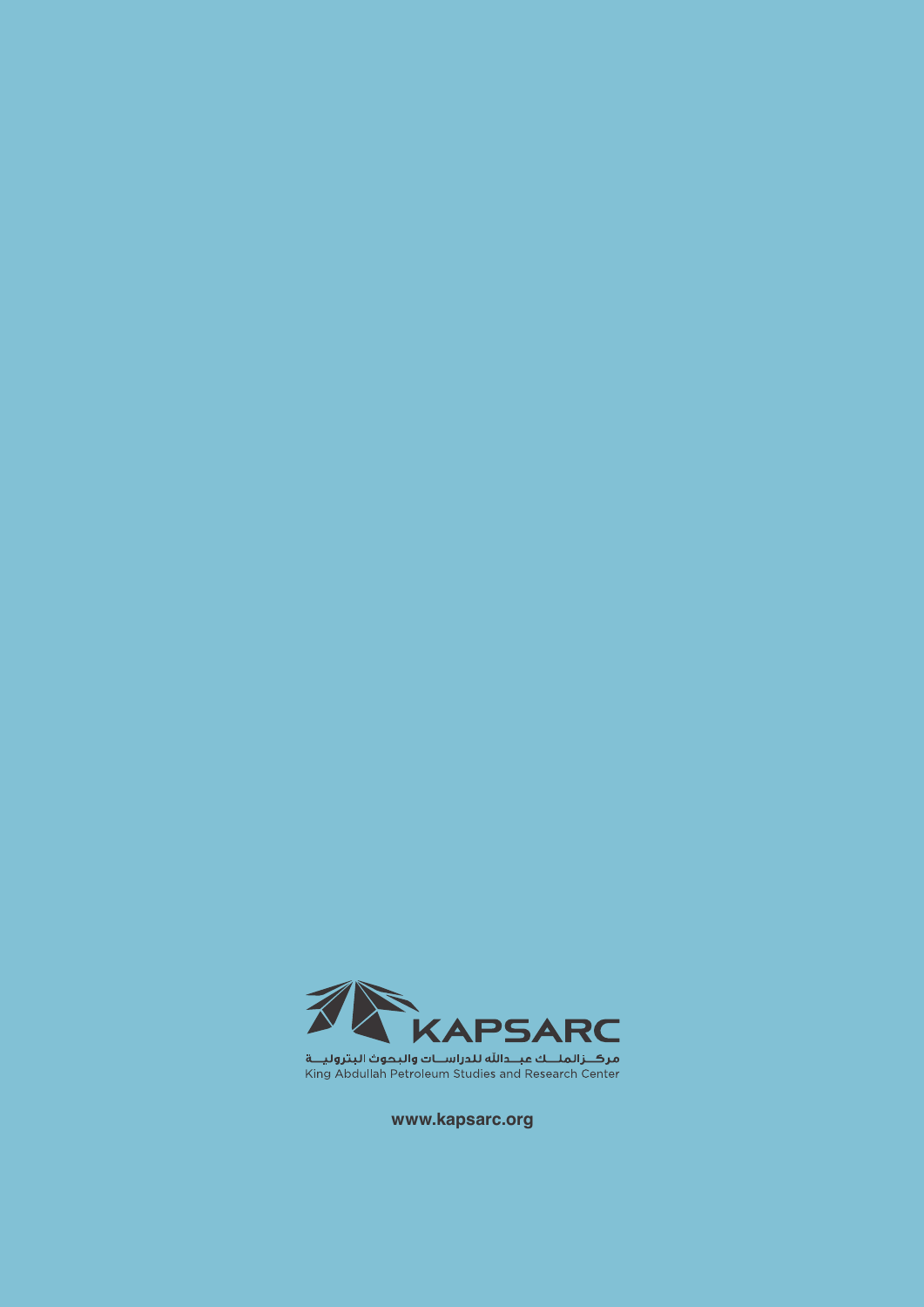KAPSARC

مركـــز الملـــك عبـــدالله للدراســـات والبحـوث البتروليـــة

King Abdullah Petroleum Studies and Research Center

www.kapsarc.org